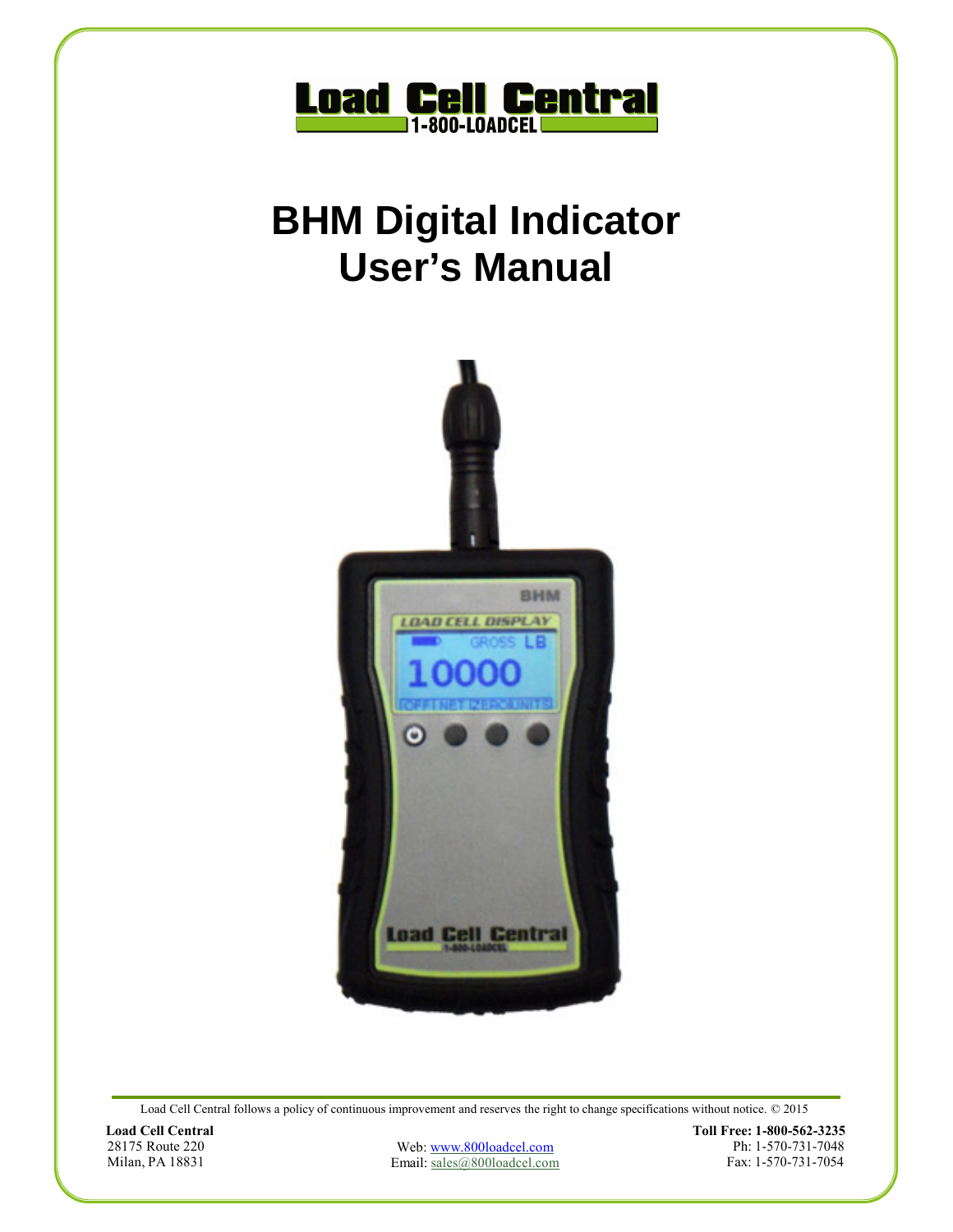# BHM Digital Indicator User's Manual

Load Cell Central follows a policy of continuous improvement and reserves the right to change specifications without notice. © 2015

**Load Cell Central**
28175 Route 220
Milan, PA 18831

Web: www.800loadcel.com
Email: sales@800loadcel.com

**Toll Free: 1-800-562-3235**
Ph: 1-570-731-7048
Fax: 1-570-731-7054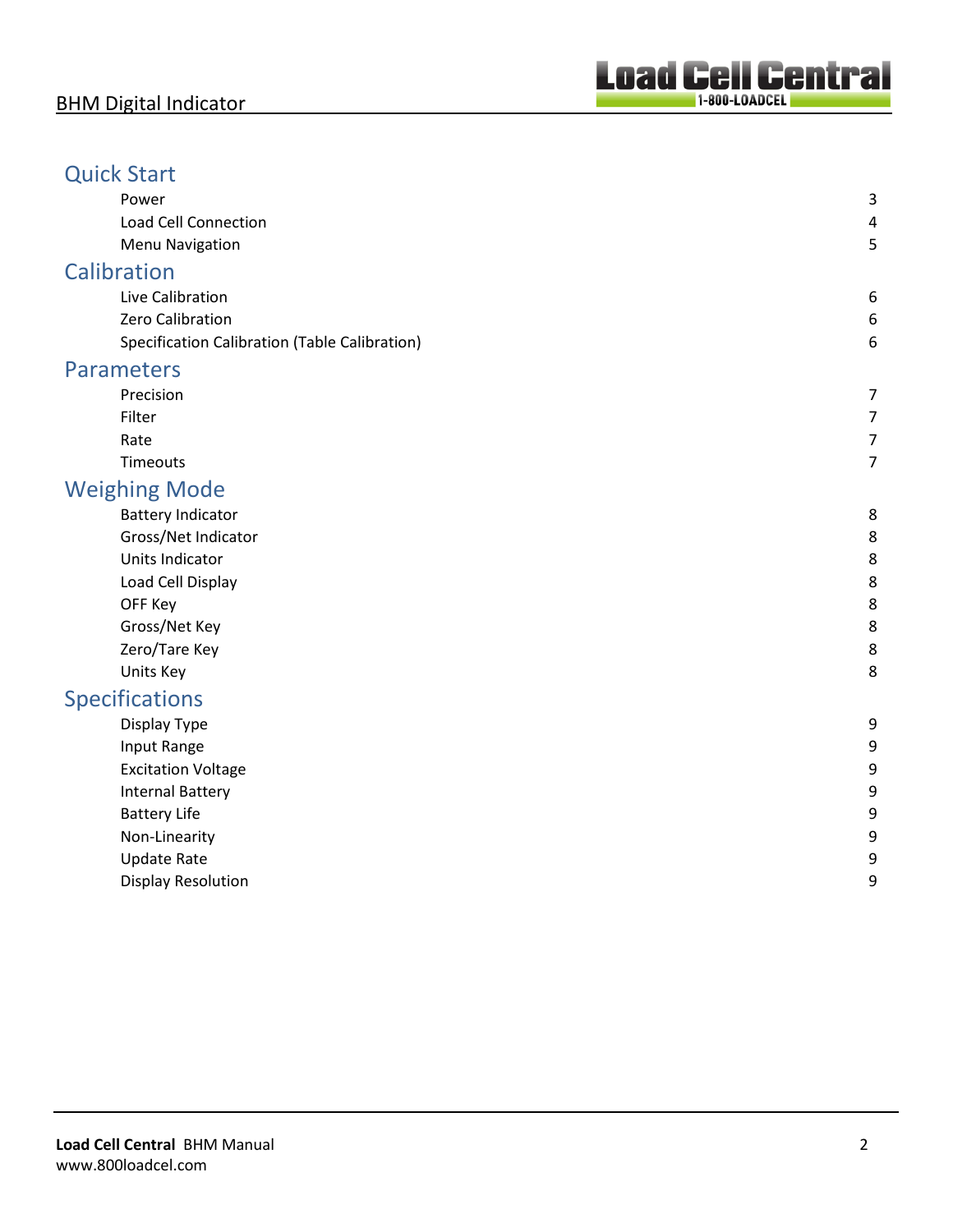## Quick Start

| | |
|---|---|
| Power | 3 |
| Load Cell Connection | 4 |
| Menu Navigation | 5 |

## Calibration

| | |
|---|---|
| Live Calibration | 6 |
| Zero Calibration | 6 |
| Specification Calibration (Table Calibration) | 6 |

## Parameters

| | |
|---|---|
| Precision | 7 |
| Filter | 7 |
| Rate | 7 |
| Timeouts | 7 |

## Weighing Mode

| | |
|---|---|
| Battery Indicator | 8 |
| Gross/Net Indicator | 8 |
| Units Indicator | 8 |
| Load Cell Display | 8 |
| OFF Key | 8 |
| Gross/Net Key | 8 |
| Zero/Tare Key | 8 |
| Units Key | 8 |

## Specifications

| | |
|---|---|
| Display Type | 9 |
| Input Range | 9 |
| Excitation Voltage | 9 |
| Internal Battery | 9 |
| Battery Life | 9 |
| Non-Linearity | 9 |
| Update Rate | 9 |
| Display Resolution | 9 |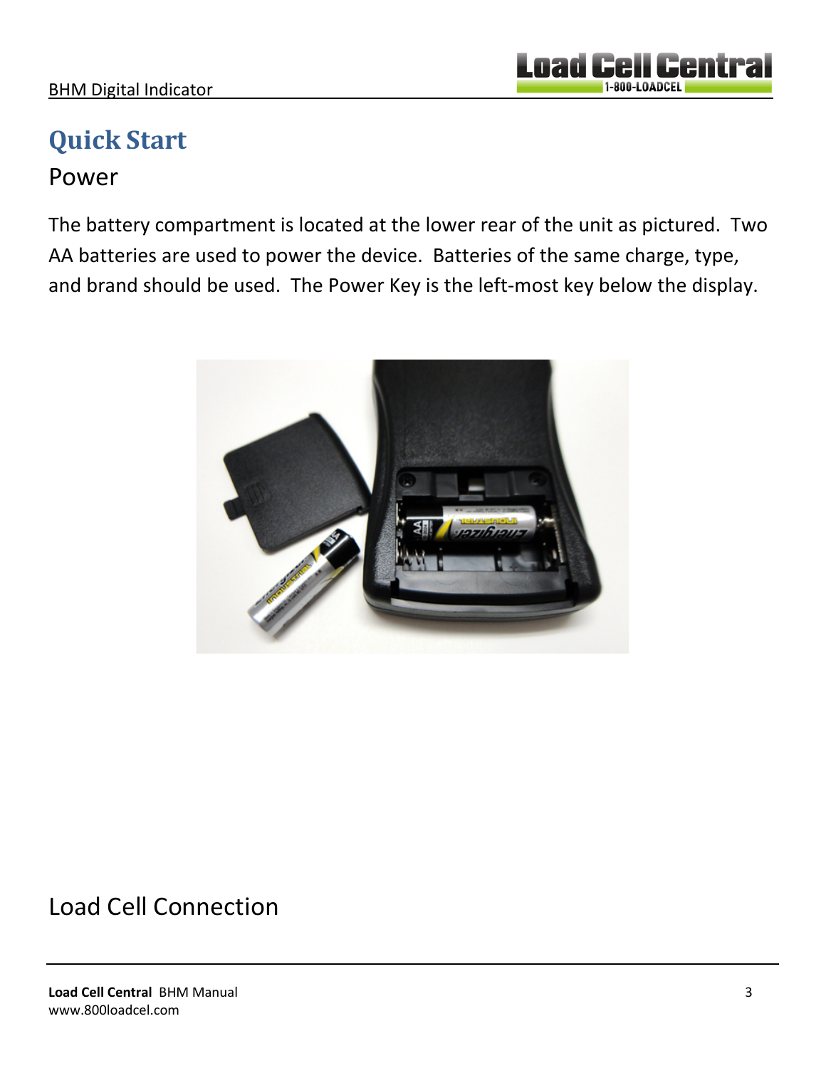# Quick Start

## Power

The battery compartment is located at the lower rear of the unit as pictured. Two AA batteries are used to power the device. Batteries of the same charge, type, and brand should be used. The Power Key is the left-most key below the display.

## Load Cell Connection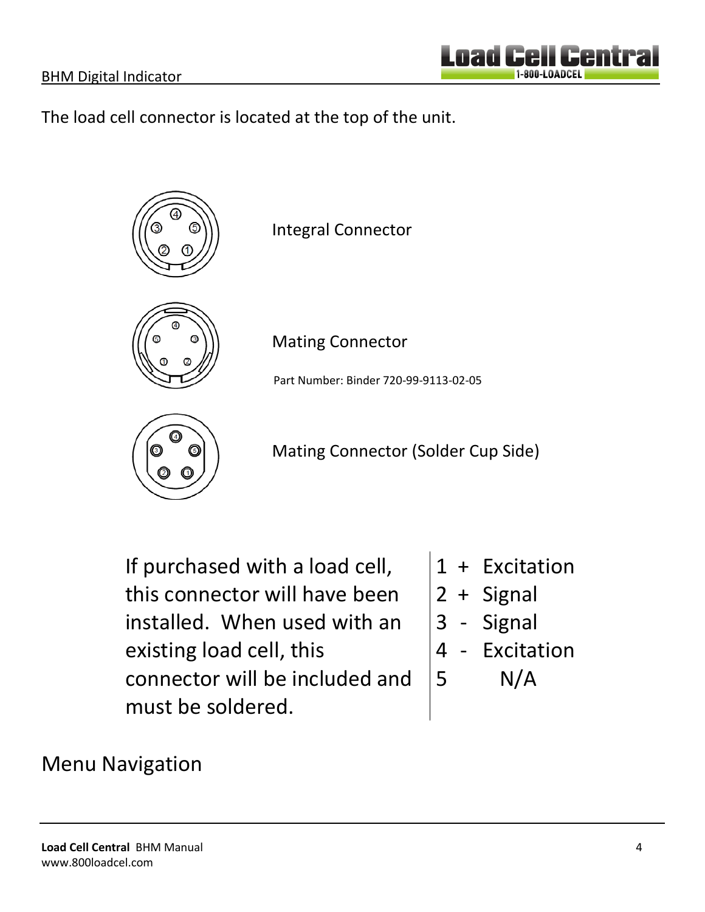The load cell connector is located at the top of the unit.

Integral Connector

Mating Connector

Part Number: Binder 720-99-9113-02-05

Mating Connector (Solder Cup Side)

If purchased with a load cell, this connector will have been installed. When used with an existing load cell, this connector will be included and must be soldered.

| Pin | Polarity | Function |
|---|---|---|
| 1 | + | Excitation |
| 2 | + | Signal |
| 3 | - | Signal |
| 4 | - | Excitation |
| 5 | | N/A |

## Menu Navigation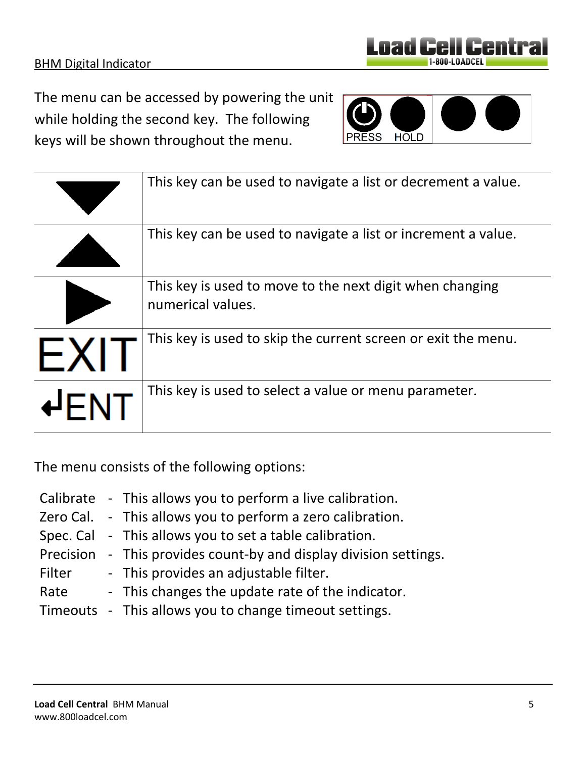The menu can be accessed by powering the unit while holding the second key. The following keys will be shown throughout the menu.

| Key | Description |
|---|---|
| ▼ | This key can be used to navigate a list or decrement a value. |
| ▲ | This key can be used to navigate a list or increment a value. |
| ► | This key is used to move to the next digit when changing numerical values. |
| EXIT | This key is used to skip the current screen or exit the menu. |
| ↵ENT | This key is used to select a value or menu parameter. |

The menu consists of the following options:

- Calibrate - This allows you to perform a live calibration.
- Zero Cal. - This allows you to perform a zero calibration.
- Spec. Cal - This allows you to set a table calibration.
- Precision - This provides count-by and display division settings.
- Filter - This provides an adjustable filter.
- Rate - This changes the update rate of the indicator.
- Timeouts - This allows you to change timeout settings.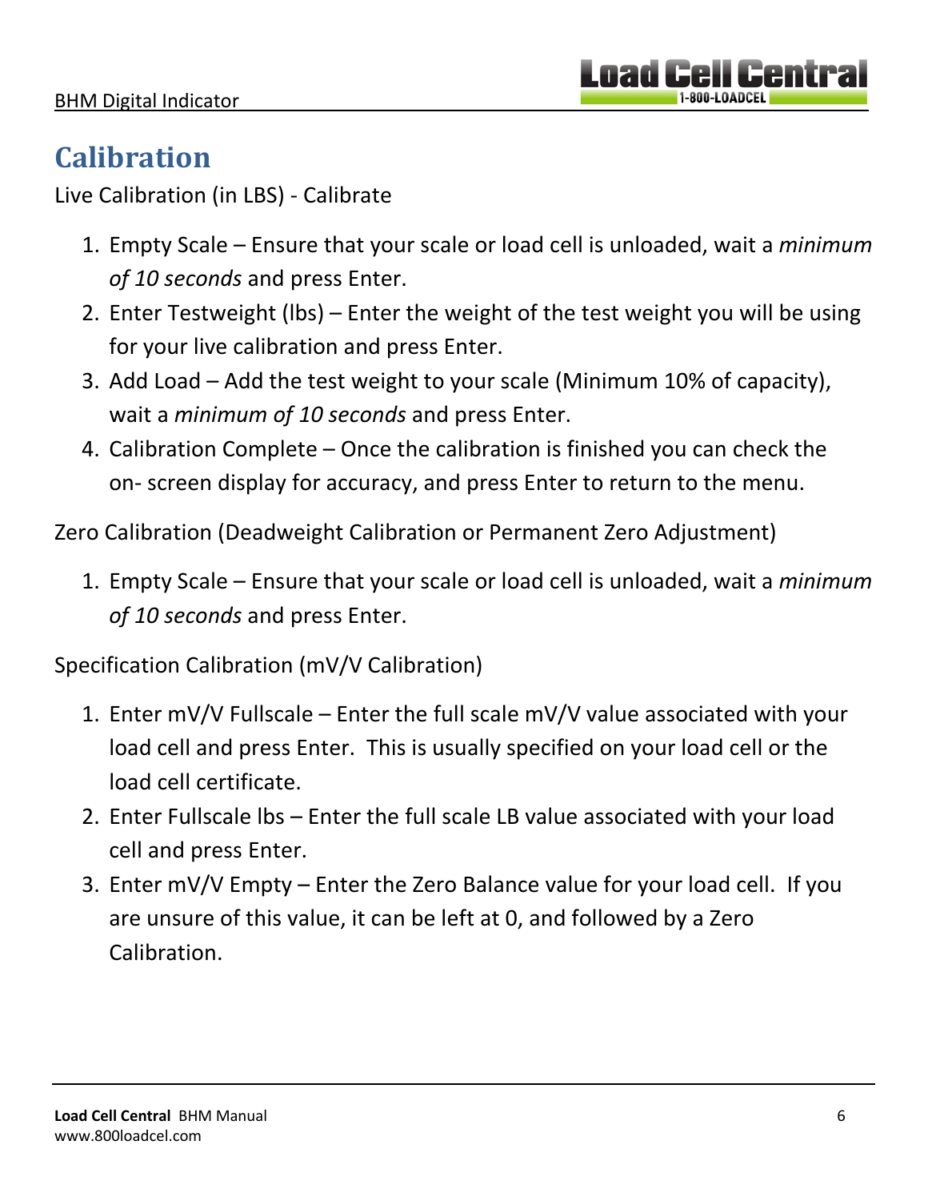# Calibration

Live Calibration (in LBS) - Calibrate

1. Empty Scale – Ensure that your scale or load cell is unloaded, wait a *minimum of 10 seconds* and press Enter.
2. Enter Testweight (lbs) – Enter the weight of the test weight you will be using for your live calibration and press Enter.
3. Add Load – Add the test weight to your scale (Minimum 10% of capacity), wait a *minimum of 10 seconds* and press Enter.
4. Calibration Complete – Once the calibration is finished you can check the on- screen display for accuracy, and press Enter to return to the menu.

Zero Calibration (Deadweight Calibration or Permanent Zero Adjustment)

1. Empty Scale – Ensure that your scale or load cell is unloaded, wait a *minimum of 10 seconds* and press Enter.

Specification Calibration (mV/V Calibration)

1. Enter mV/V Fullscale – Enter the full scale mV/V value associated with your load cell and press Enter. This is usually specified on your load cell or the load cell certificate.
2. Enter Fullscale lbs – Enter the full scale LB value associated with your load cell and press Enter.
3. Enter mV/V Empty – Enter the Zero Balance value for your load cell. If you are unsure of this value, it can be left at 0, and followed by a Zero Calibration.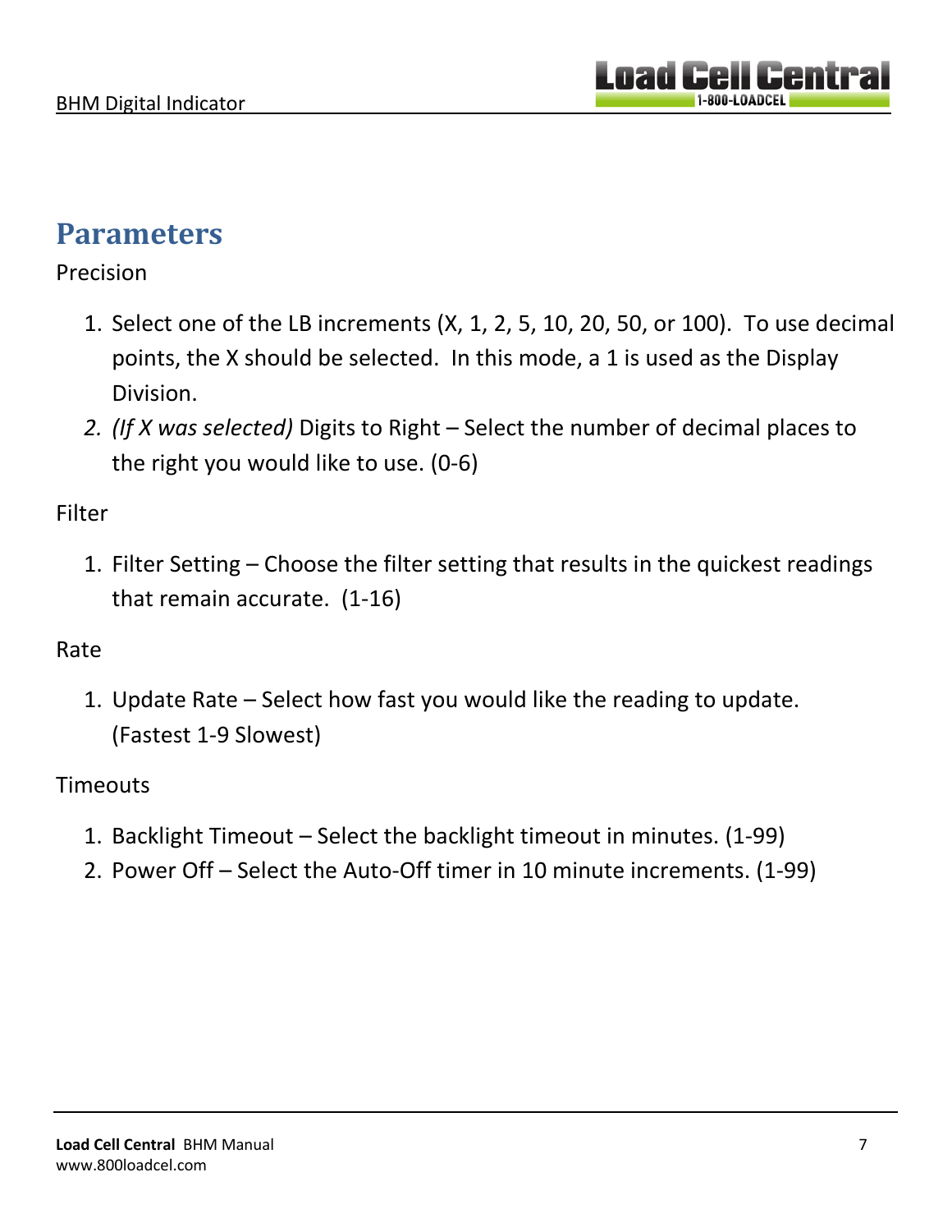# Parameters

Precision

1. Select one of the LB increments (X, 1, 2, 5, 10, 20, 50, or 100). To use decimal points, the X should be selected. In this mode, a 1 is used as the Display Division.
2. *(If X was selected)* Digits to Right – Select the number of decimal places to the right you would like to use. (0-6)

Filter

1. Filter Setting – Choose the filter setting that results in the quickest readings that remain accurate. (1-16)

Rate

1. Update Rate – Select how fast you would like the reading to update. (Fastest 1-9 Slowest)

Timeouts

1. Backlight Timeout – Select the backlight timeout in minutes. (1-99)
2. Power Off – Select the Auto-Off timer in 10 minute increments. (1-99)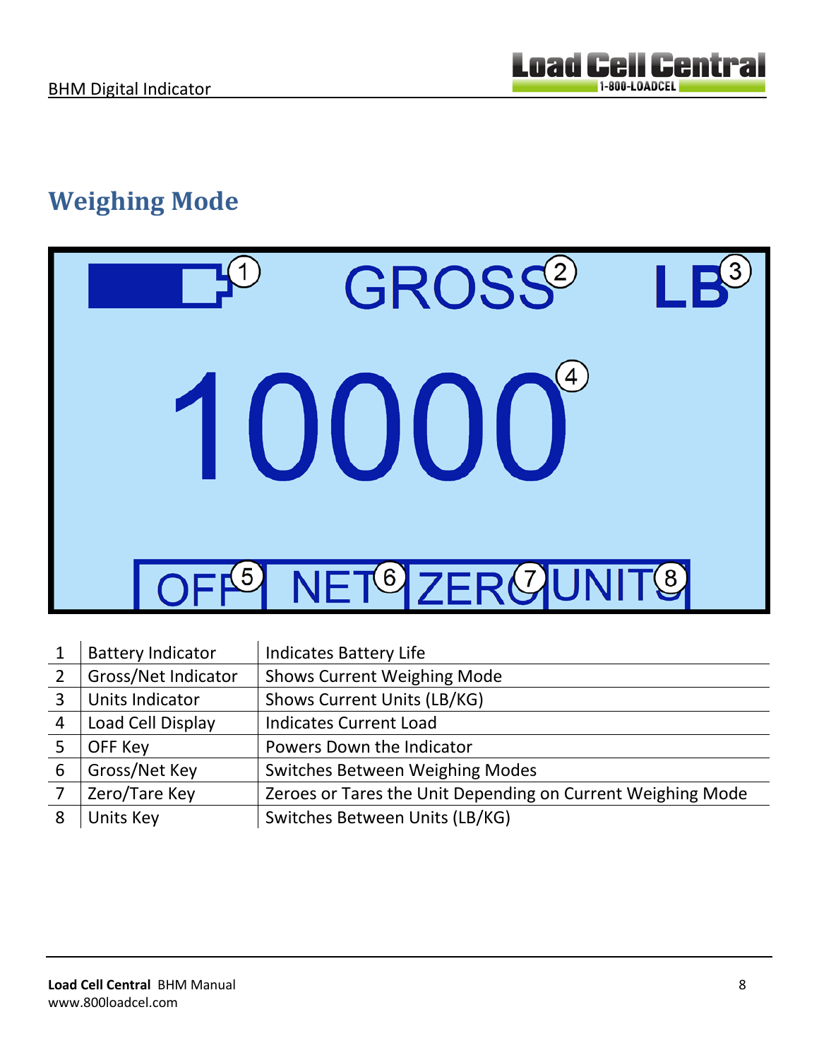# Weighing Mode

| 1 | Battery Indicator | Indicates Battery Life |
|---|---|---|
| 2 | Gross/Net Indicator | Shows Current Weighing Mode |
| 3 | Units Indicator | Shows Current Units (LB/KG) |
| 4 | Load Cell Display | Indicates Current Load |
| 5 | OFF Key | Powers Down the Indicator |
| 6 | Gross/Net Key | Switches Between Weighing Modes |
| 7 | Zero/Tare Key | Zeroes or Tares the Unit Depending on Current Weighing Mode |
| 8 | Units Key | Switches Between Units (LB/KG) |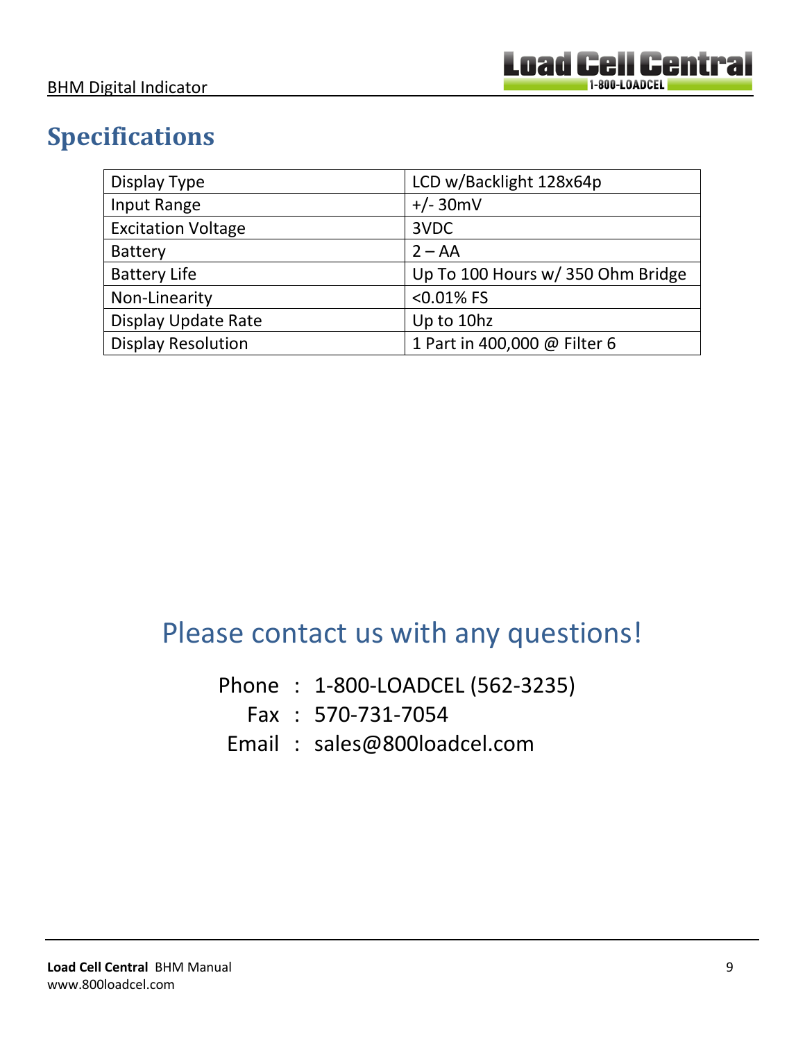## Specifications

| | |
|---|---|
| Display Type | LCD w/Backlight 128x64p |
| Input Range | +/- 30mV |
| Excitation Voltage | 3VDC |
| Battery | 2 – AA |
| Battery Life | Up To 100 Hours w/ 350 Ohm Bridge |
| Non-Linearity | <0.01% FS |
| Display Update Rate | Up to 10hz |
| Display Resolution | 1 Part in 400,000 @ Filter 6 |

## Please contact us with any questions!

Phone : 1-800-LOADCEL (562-3235)

Fax : 570-731-7054

Email : sales@800loadcel.com